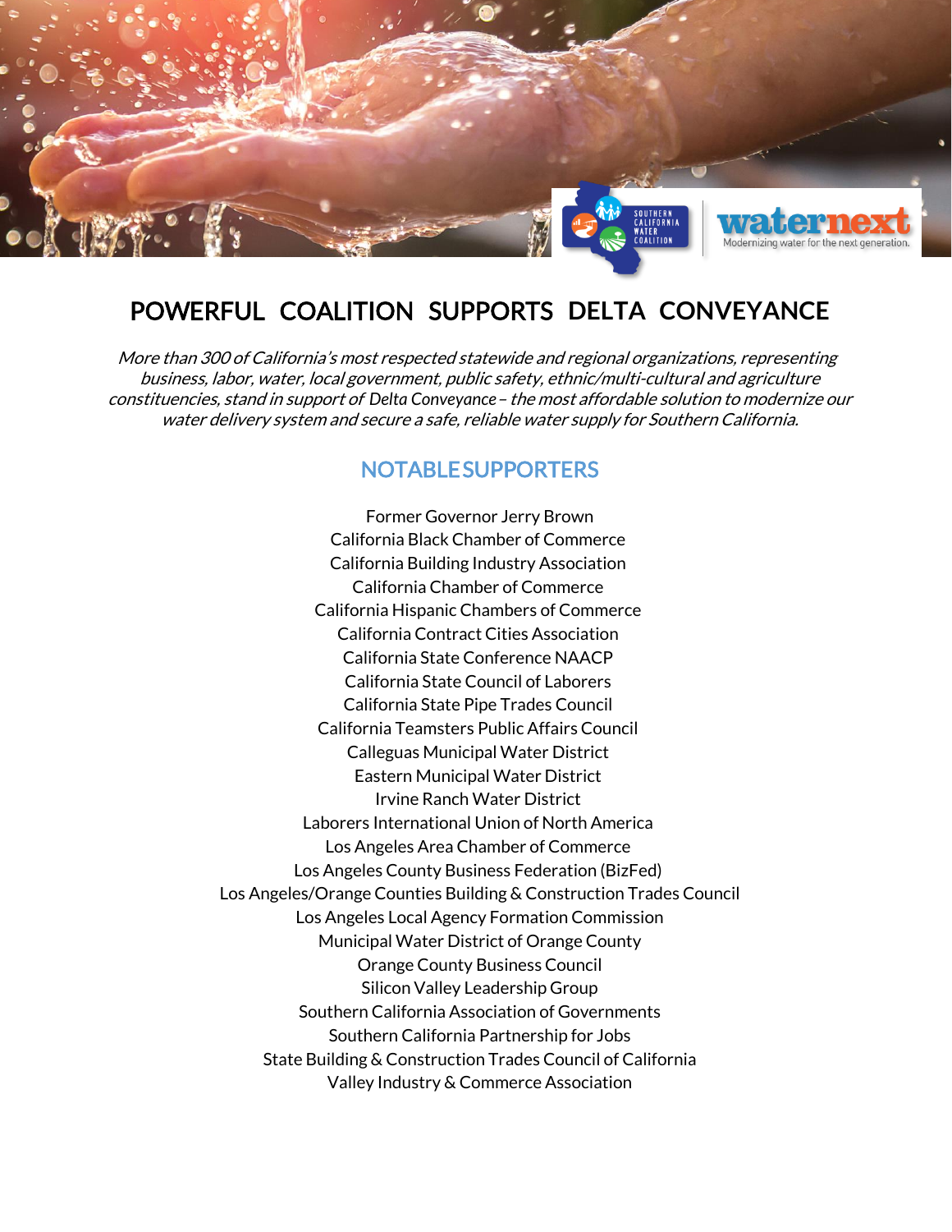# POWERFUL COALITION SUPPORTS DELTA CONVEYANCE

*More than 300 of California's most respected statewide and regional organizations, representing business, labor, water, local government, public safety, ethnic/multi-cultural and agriculture constituencies, stand in support of* Delta Conveyance *– the most affordable solution to modernize our water delivery system and secure a safe, reliable water supply for Southern California.*

## NOTABLE SUPPORTERS

Former Governor Jerry Brown
California Black Chamber of Commerce
California Building Industry Association
California Chamber of Commerce
California Hispanic Chambers of Commerce
California Contract Cities Association
California State Conference NAACP
California State Council of Laborers
California State Pipe Trades Council
California Teamsters Public Affairs Council
Calleguas Municipal Water District
Eastern Municipal Water District
Irvine Ranch Water District
Laborers International Union of North America
Los Angeles Area Chamber of Commerce
Los Angeles County Business Federation (BizFed)
Los Angeles/Orange Counties Building & Construction Trades Council
Los Angeles Local Agency Formation Commission
Municipal Water District of Orange County
Orange County Business Council
Silicon Valley Leadership Group
Southern California Association of Governments
Southern California Partnership for Jobs
State Building & Construction Trades Council of California
Valley Industry & Commerce Association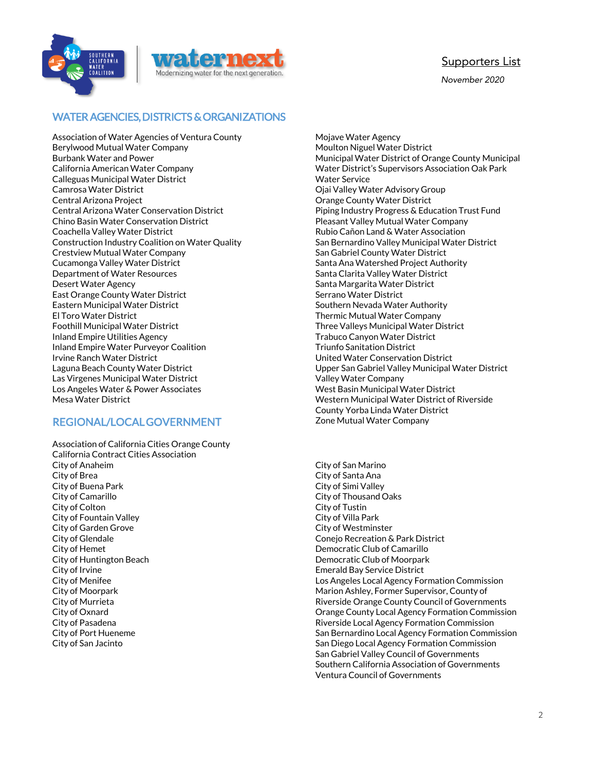## Supporters List

*November 2020*

## WATER AGENCIES, DISTRICTS & ORGANIZATIONS

Association of Water Agencies of Ventura County
Berylwood Mutual Water Company
Burbank Water and Power
California American Water Company
Calleguas Municipal Water District
Camrosa Water District
Central Arizona Project
Central Arizona Water Conservation District
Chino Basin Water Conservation District
Coachella Valley Water District
Construction Industry Coalition on Water Quality
Crestview Mutual Water Company
Cucamonga Valley Water District
Department of Water Resources
Desert Water Agency
East Orange County Water District
Eastern Municipal Water District
El Toro Water District
Foothill Municipal Water District
Inland Empire Utilities Agency
Inland Empire Water Purveyor Coalition
Irvine Ranch Water District
Laguna Beach County Water District
Las Virgenes Municipal Water District
Los Angeles Water & Power Associates
Mesa Water District
Mojave Water Agency
Moulton Niguel Water District
Municipal Water District of Orange County Municipal
Water District's Supervisors Association Oak Park
Water Service
Ojai Valley Water Advisory Group
Orange County Water District
Piping Industry Progress & Education Trust Fund
Pleasant Valley Mutual Water Company
Rubio Cañon Land & Water Association
San Bernardino Valley Municipal Water District
San Gabriel County Water District
Santa Ana Watershed Project Authority
Santa Clarita Valley Water District
Santa Margarita Water District
Serrano Water District
Southern Nevada Water Authority
Thermic Mutual Water Company
Three Valleys Municipal Water District
Trabuco Canyon Water District
Triunfo Sanitation District
United Water Conservation District
Upper San Gabriel Valley Municipal Water District
Valley Water Company
West Basin Municipal Water District
Western Municipal Water District of Riverside
County Yorba Linda Water District
Zone Mutual Water Company

## REGIONAL/LOCAL GOVERNMENT

Association of California Cities Orange County
California Contract Cities Association
City of Anaheim
City of Brea
City of Buena Park
City of Camarillo
City of Colton
City of Fountain Valley
City of Garden Grove
City of Glendale
City of Hemet
City of Huntington Beach
City of Irvine
City of Menifee
City of Moorpark
City of Murrieta
City of Oxnard
City of Pasadena
City of Port Hueneme
City of San Jacinto
City of San Marino
City of Santa Ana
City of Simi Valley
City of Thousand Oaks
City of Tustin
City of Villa Park
City of Westminster
Conejo Recreation & Park District
Democratic Club of Camarillo
Democratic Club of Moorpark
Emerald Bay Service District
Los Angeles Local Agency Formation Commission
Marion Ashley, Former Supervisor, County of
Riverside Orange County Council of Governments
Orange County Local Agency Formation Commission
Riverside Local Agency Formation Commission
San Bernardino Local Agency Formation Commission
San Diego Local Agency Formation Commission
San Gabriel Valley Council of Governments
Southern California Association of Governments
Ventura Council of Governments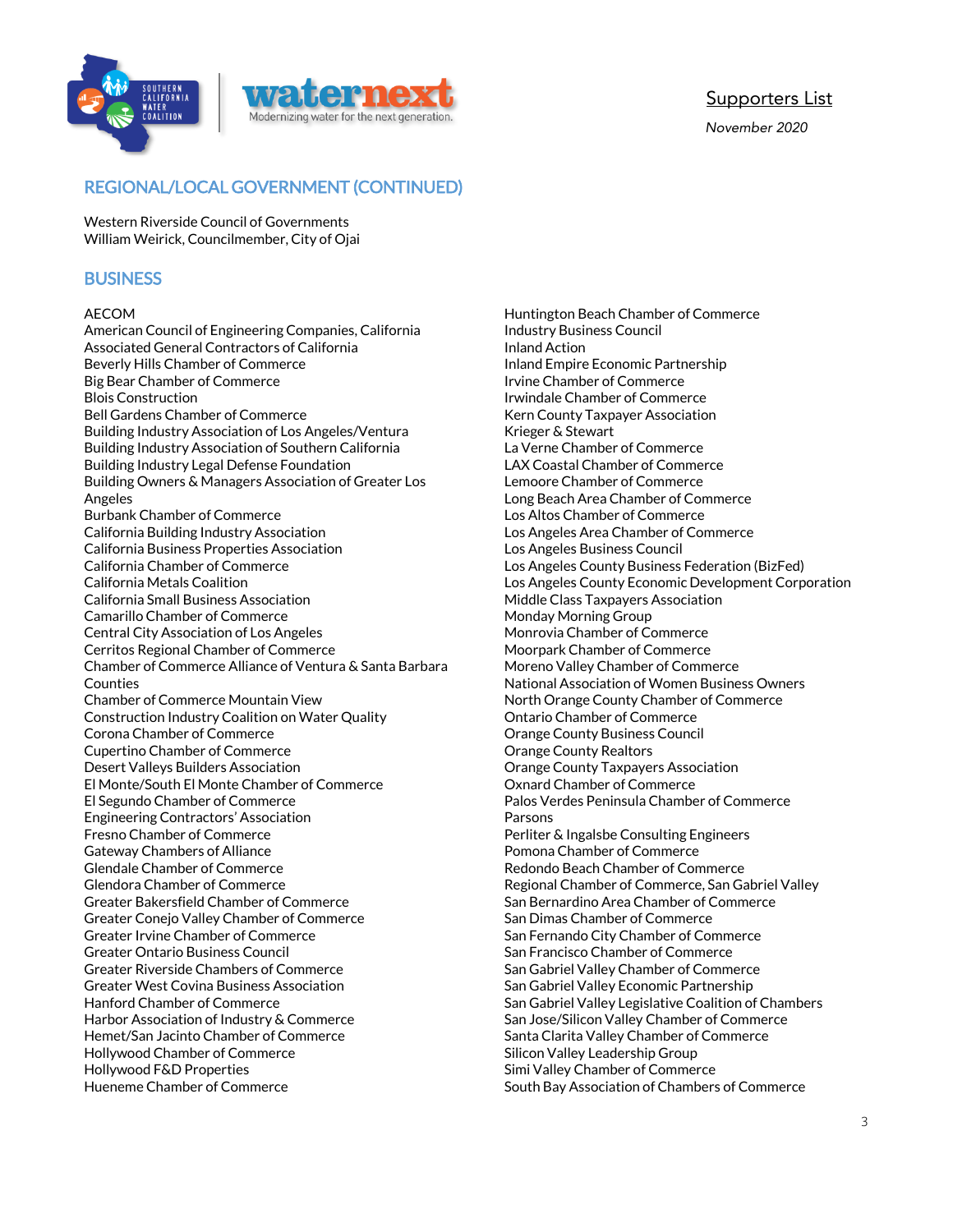## REGIONAL/LOCAL GOVERNMENT (CONTINUED)

Western Riverside Council of Governments
William Weirick, Councilmember, City of Ojai

## BUSINESS

AECOM
American Council of Engineering Companies, California
Associated General Contractors of California
Beverly Hills Chamber of Commerce
Big Bear Chamber of Commerce
Blois Construction
Bell Gardens Chamber of Commerce
Building Industry Association of Los Angeles/Ventura
Building Industry Association of Southern California
Building Industry Legal Defense Foundation
Building Owners & Managers Association of Greater Los Angeles
Burbank Chamber of Commerce
California Building Industry Association
California Business Properties Association
California Chamber of Commerce
California Metals Coalition
California Small Business Association
Camarillo Chamber of Commerce
Central City Association of Los Angeles
Cerritos Regional Chamber of Commerce
Chamber of Commerce Alliance of Ventura & Santa Barbara Counties
Chamber of Commerce Mountain View
Construction Industry Coalition on Water Quality
Corona Chamber of Commerce
Cupertino Chamber of Commerce
Desert Valleys Builders Association
El Monte/South El Monte Chamber of Commerce
El Segundo Chamber of Commerce
Engineering Contractors' Association
Fresno Chamber of Commerce
Gateway Chambers of Alliance
Glendale Chamber of Commerce
Glendora Chamber of Commerce
Greater Bakersfield Chamber of Commerce
Greater Conejo Valley Chamber of Commerce
Greater Irvine Chamber of Commerce
Greater Ontario Business Council
Greater Riverside Chambers of Commerce
Greater West Covina Business Association
Hanford Chamber of Commerce
Harbor Association of Industry & Commerce
Hemet/San Jacinto Chamber of Commerce
Hollywood Chamber of Commerce
Hollywood F&D Properties
Hueneme Chamber of Commerce
Huntington Beach Chamber of Commerce
Industry Business Council
Inland Action
Inland Empire Economic Partnership
Irvine Chamber of Commerce
Irwindale Chamber of Commerce
Kern County Taxpayer Association
Krieger & Stewart
La Verne Chamber of Commerce
LAX Coastal Chamber of Commerce
Lemoore Chamber of Commerce
Long Beach Area Chamber of Commerce
Los Altos Chamber of Commerce
Los Angeles Area Chamber of Commerce
Los Angeles Business Council
Los Angeles County Business Federation (BizFed)
Los Angeles County Economic Development Corporation
Middle Class Taxpayers Association
Monday Morning Group
Monrovia Chamber of Commerce
Moorpark Chamber of Commerce
Moreno Valley Chamber of Commerce
National Association of Women Business Owners
North Orange County Chamber of Commerce
Ontario Chamber of Commerce
Orange County Business Council
Orange County Realtors
Orange County Taxpayers Association
Oxnard Chamber of Commerce
Palos Verdes Peninsula Chamber of Commerce
Parsons
Perliter & Ingalsbe Consulting Engineers
Pomona Chamber of Commerce
Redondo Beach Chamber of Commerce
Regional Chamber of Commerce, San Gabriel Valley
San Bernardino Area Chamber of Commerce
San Dimas Chamber of Commerce
San Fernando City Chamber of Commerce
San Francisco Chamber of Commerce
San Gabriel Valley Chamber of Commerce
San Gabriel Valley Economic Partnership
San Gabriel Valley Legislative Coalition of Chambers
San Jose/Silicon Valley Chamber of Commerce
Santa Clarita Valley Chamber of Commerce
Silicon Valley Leadership Group
Simi Valley Chamber of Commerce
South Bay Association of Chambers of Commerce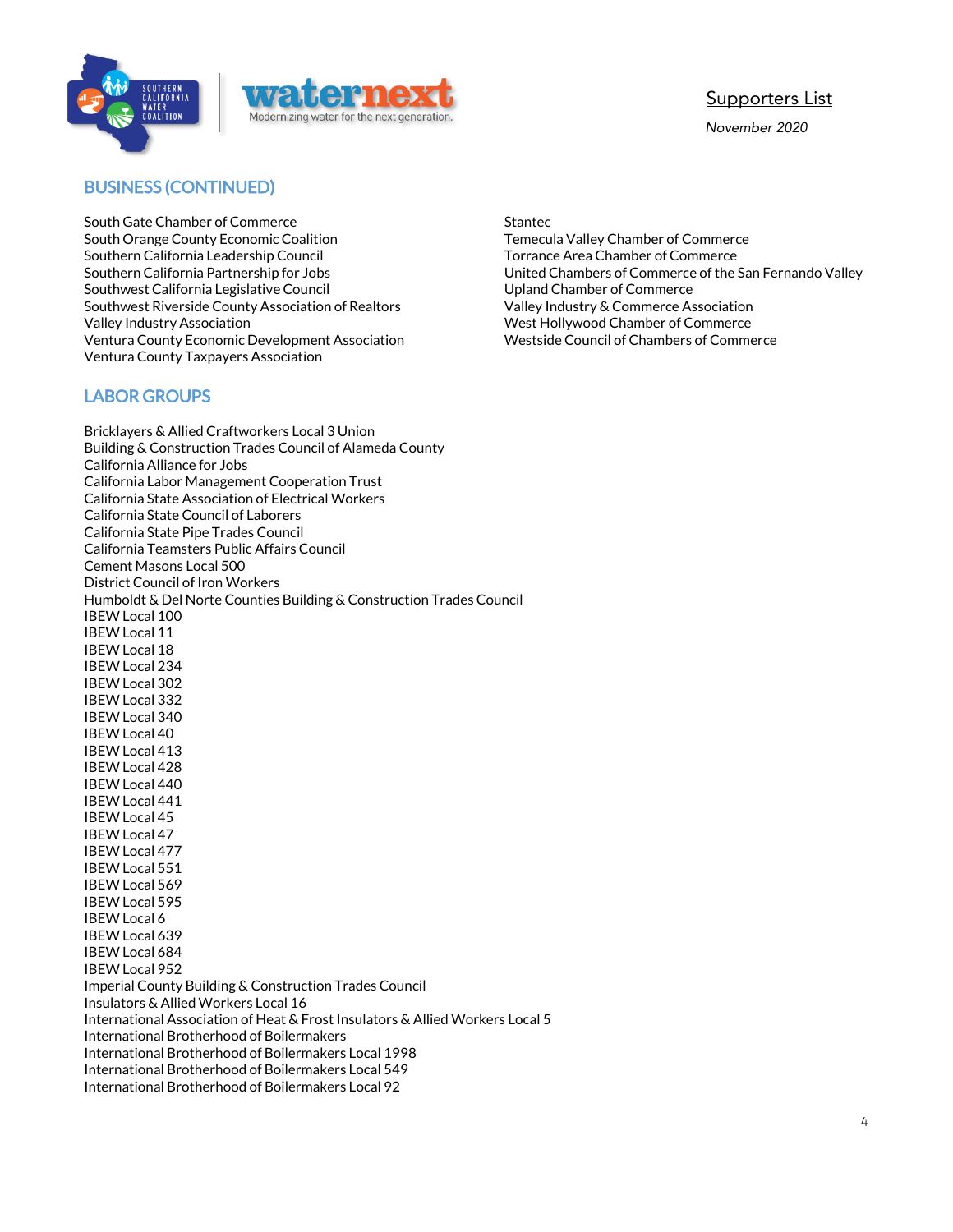## BUSINESS (CONTINUED)

South Gate Chamber of Commerce
South Orange County Economic Coalition
Southern California Leadership Council
Southern California Partnership for Jobs
Southwest California Legislative Council
Southwest Riverside County Association of Realtors
Valley Industry Association
Ventura County Economic Development Association
Ventura County Taxpayers Association
Stantec
Temecula Valley Chamber of Commerce
Torrance Area Chamber of Commerce
United Chambers of Commerce of the San Fernando Valley
Upland Chamber of Commerce
Valley Industry & Commerce Association
West Hollywood Chamber of Commerce
Westside Council of Chambers of Commerce

## LABOR GROUPS

Bricklayers & Allied Craftworkers Local 3 Union
Building & Construction Trades Council of Alameda County
California Alliance for Jobs
California Labor Management Cooperation Trust
California State Association of Electrical Workers
California State Council of Laborers
California State Pipe Trades Council
California Teamsters Public Affairs Council
Cement Masons Local 500
District Council of Iron Workers
Humboldt & Del Norte Counties Building & Construction Trades Council
IBEW Local 100
IBEW Local 11
IBEW Local 18
IBEW Local 234
IBEW Local 302
IBEW Local 332
IBEW Local 340
IBEW Local 40
IBEW Local 413
IBEW Local 428
IBEW Local 440
IBEW Local 441
IBEW Local 45
IBEW Local 47
IBEW Local 477
IBEW Local 551
IBEW Local 569
IBEW Local 595
IBEW Local 6
IBEW Local 639
IBEW Local 684
IBEW Local 952
Imperial County Building & Construction Trades Council
Insulators & Allied Workers Local 16
International Association of Heat & Frost Insulators & Allied Workers Local 5
International Brotherhood of Boilermakers
International Brotherhood of Boilermakers Local 1998
International Brotherhood of Boilermakers Local 549
International Brotherhood of Boilermakers Local 92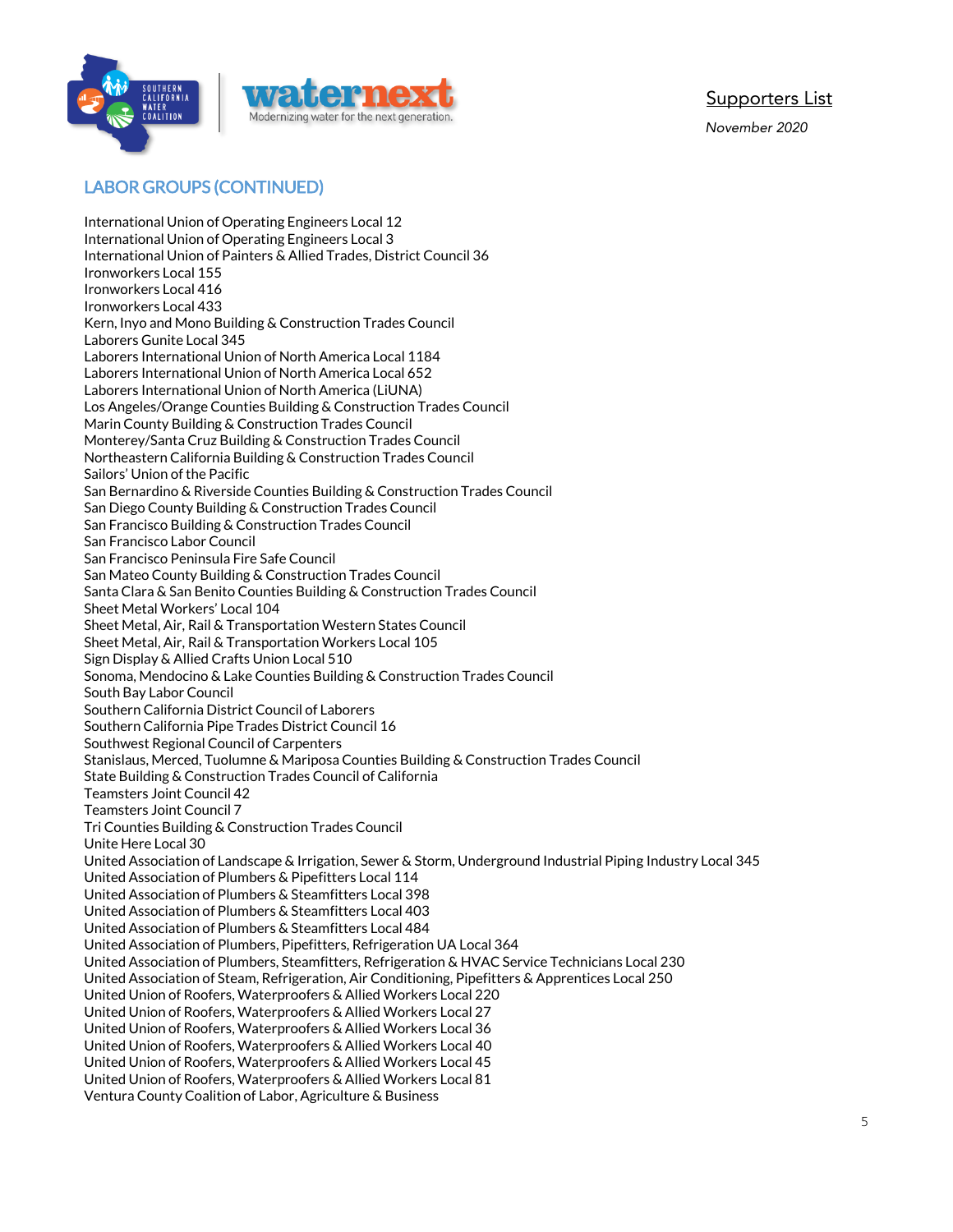Supporters List

*November 2020*

## LABOR GROUPS (CONTINUED)

International Union of Operating Engineers Local 12
International Union of Operating Engineers Local 3
International Union of Painters & Allied Trades, District Council 36
Ironworkers Local 155
Ironworkers Local 416
Ironworkers Local 433
Kern, Inyo and Mono Building & Construction Trades Council
Laborers Gunite Local 345
Laborers International Union of North America Local 1184
Laborers International Union of North America Local 652
Laborers International Union of North America (LiUNA)
Los Angeles/Orange Counties Building & Construction Trades Council
Marin County Building & Construction Trades Council
Monterey/Santa Cruz Building & Construction Trades Council
Northeastern California Building & Construction Trades Council
Sailors' Union of the Pacific
San Bernardino & Riverside Counties Building & Construction Trades Council
San Diego County Building & Construction Trades Council
San Francisco Building & Construction Trades Council
San Francisco Labor Council
San Francisco Peninsula Fire Safe Council
San Mateo County Building & Construction Trades Council
Santa Clara & San Benito Counties Building & Construction Trades Council
Sheet Metal Workers' Local 104
Sheet Metal, Air, Rail & Transportation Western States Council
Sheet Metal, Air, Rail & Transportation Workers Local 105
Sign Display & Allied Crafts Union Local 510
Sonoma, Mendocino & Lake Counties Building & Construction Trades Council
South Bay Labor Council
Southern California District Council of Laborers
Southern California Pipe Trades District Council 16
Southwest Regional Council of Carpenters
Stanislaus, Merced, Tuolumne & Mariposa Counties Building & Construction Trades Council
State Building & Construction Trades Council of California
Teamsters Joint Council 42
Teamsters Joint Council 7
Tri Counties Building & Construction Trades Council
Unite Here Local 30
United Association of Landscape & Irrigation, Sewer & Storm, Underground Industrial Piping Industry Local 345
United Association of Plumbers & Pipefitters Local 114
United Association of Plumbers & Steamfitters Local 398
United Association of Plumbers & Steamfitters Local 403
United Association of Plumbers & Steamfitters Local 484
United Association of Plumbers, Pipefitters, Refrigeration UA Local 364
United Association of Plumbers, Steamfitters, Refrigeration & HVAC Service Technicians Local 230
United Association of Steam, Refrigeration, Air Conditioning, Pipefitters & Apprentices Local 250
United Union of Roofers, Waterproofers & Allied Workers Local 220
United Union of Roofers, Waterproofers & Allied Workers Local 27
United Union of Roofers, Waterproofers & Allied Workers Local 36
United Union of Roofers, Waterproofers & Allied Workers Local 40
United Union of Roofers, Waterproofers & Allied Workers Local 45
United Union of Roofers, Waterproofers & Allied Workers Local 81
Ventura County Coalition of Labor, Agriculture & Business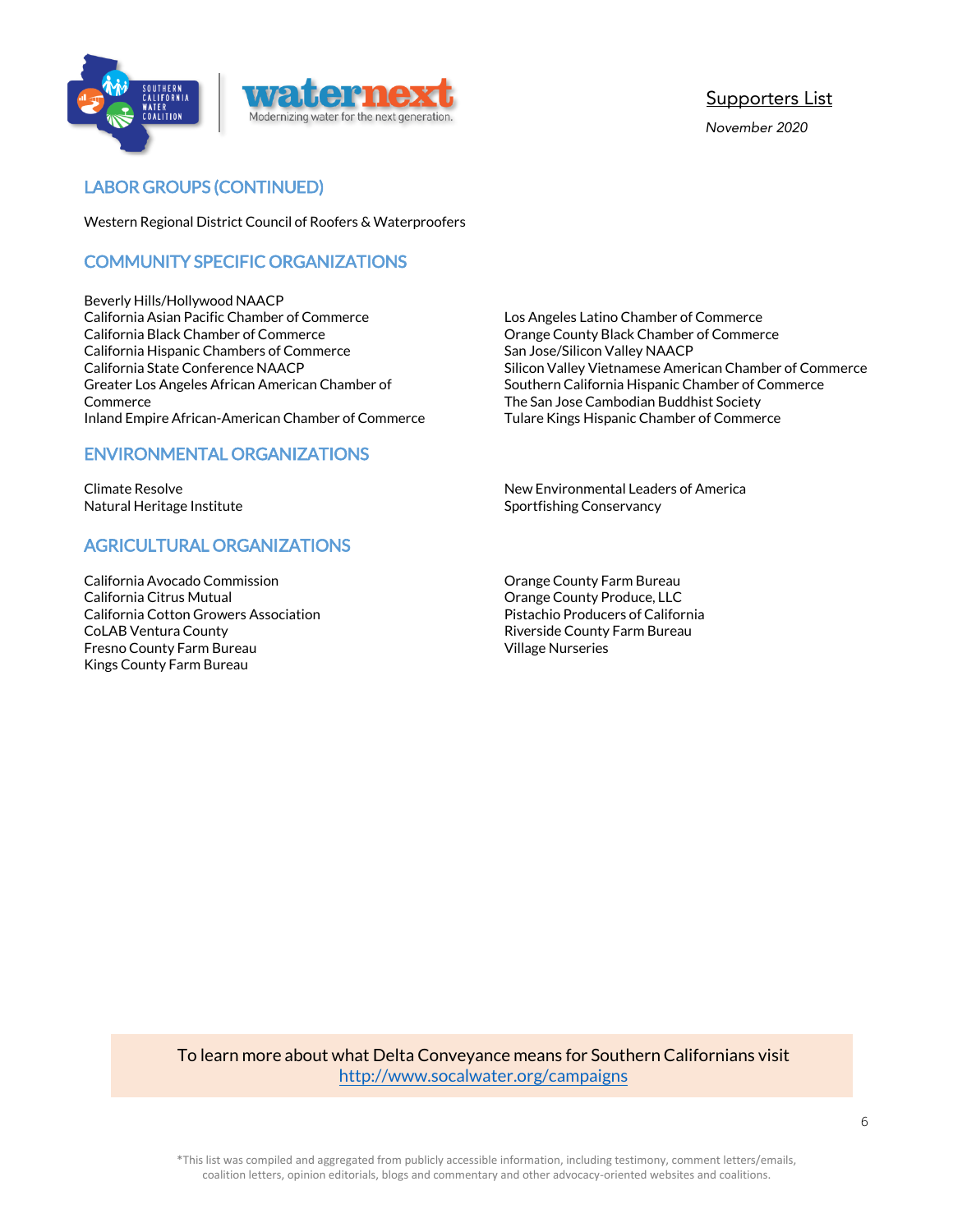## LABOR GROUPS (CONTINUED)

Western Regional District Council of Roofers & Waterproofers

## COMMUNITY SPECIFIC ORGANIZATIONS

Beverly Hills/Hollywood NAACP
California Asian Pacific Chamber of Commerce
California Black Chamber of Commerce
California Hispanic Chambers of Commerce
California State Conference NAACP
Greater Los Angeles African American Chamber of Commerce
Inland Empire African-American Chamber of Commerce
Los Angeles Latino Chamber of Commerce
Orange County Black Chamber of Commerce
San Jose/Silicon Valley NAACP
Silicon Valley Vietnamese American Chamber of Commerce
Southern California Hispanic Chamber of Commerce
The San Jose Cambodian Buddhist Society
Tulare Kings Hispanic Chamber of Commerce

## ENVIRONMENTAL ORGANIZATIONS

Climate Resolve
Natural Heritage Institute
New Environmental Leaders of America
Sportfishing Conservancy

## AGRICULTURAL ORGANIZATIONS

California Avocado Commission
California Citrus Mutual
California Cotton Growers Association
CoLAB Ventura County
Fresno County Farm Bureau
Kings County Farm Bureau
Orange County Farm Bureau
Orange County Produce, LLC
Pistachio Producers of California
Riverside County Farm Bureau
Village Nurseries

To learn more about what Delta Conveyance means for Southern Californians visit http://www.socalwater.org/campaigns

*This list was compiled and aggregated from publicly accessible information, including testimony, comment letters/emails, coalition letters, opinion editorials, blogs and commentary and other advocacy-oriented websites and coalitions.